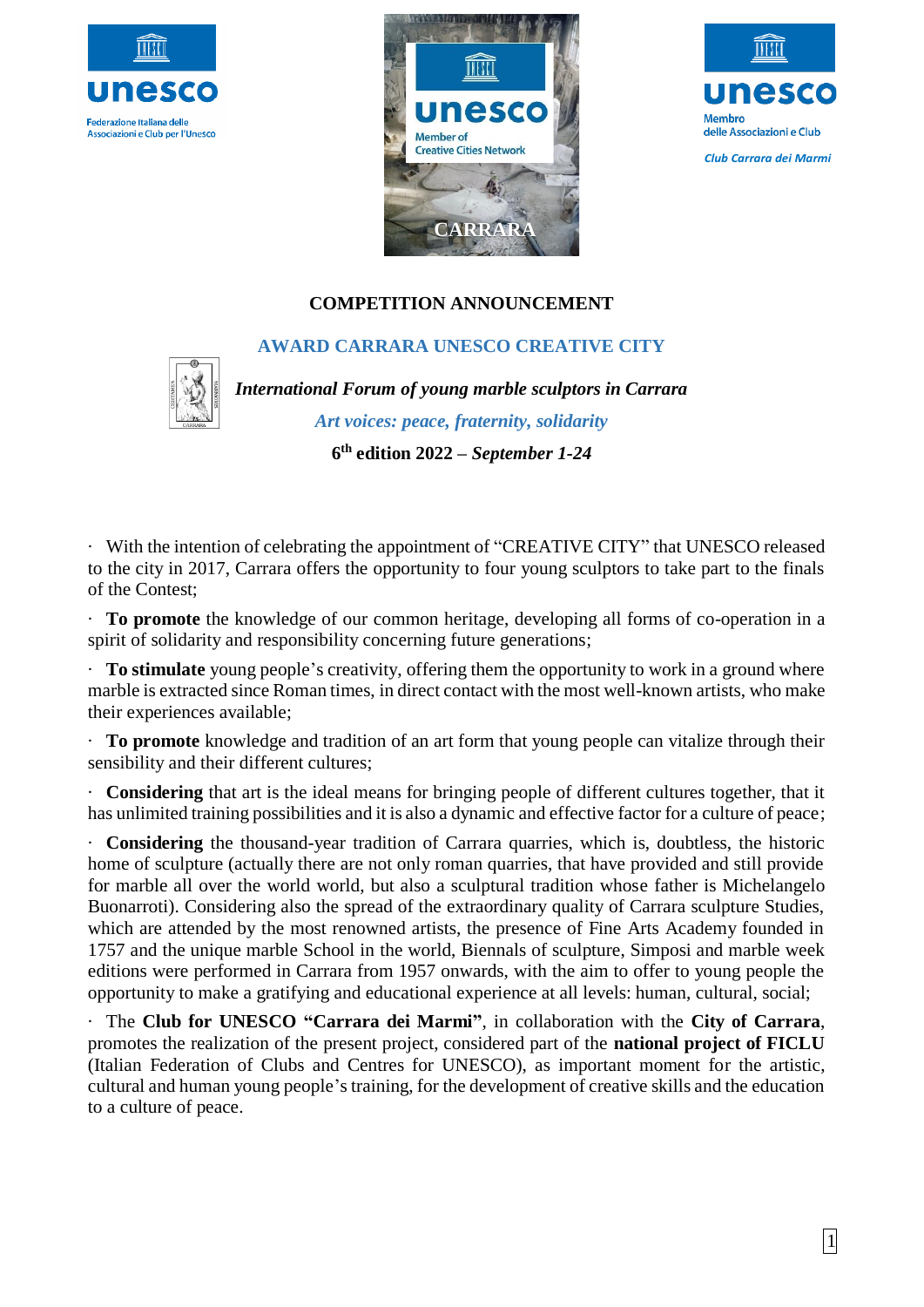unesco

Federazione Italiana delle Associazioni e Club per l'Unesco

unesco

Member of Creative Cities Network

CARRARA

unesco

Membro delle Associazioni e Club

*Club Carrara dei Marmi*

## COMPETITION ANNOUNCEMENT

### AWARD CARRARA UNESCO CREATIVE CITY

***International Forum of young marble sculptors in Carrara***

*Art voices: peace, fraternity, solidarity*

**6th edition 2022 –** ***September 1-24***

· With the intention of celebrating the appointment of "CREATIVE CITY" that UNESCO released to the city in 2017, Carrara offers the opportunity to four young sculptors to take part to the finals of the Contest;

· **To promote** the knowledge of our common heritage, developing all forms of co-operation in a spirit of solidarity and responsibility concerning future generations;

· **To stimulate** young people's creativity, offering them the opportunity to work in a ground where marble is extracted since Roman times, in direct contact with the most well-known artists, who make their experiences available;

· **To promote** knowledge and tradition of an art form that young people can vitalize through their sensibility and their different cultures;

· **Considering** that art is the ideal means for bringing people of different cultures together, that it has unlimited training possibilities and it is also a dynamic and effective factor for a culture of peace;

· **Considering** the thousand-year tradition of Carrara quarries, which is, doubtless, the historic home of sculpture (actually there are not only roman quarries, that have provided and still provide for marble all over the world world, but also a sculptural tradition whose father is Michelangelo Buonarroti). Considering also the spread of the extraordinary quality of Carrara sculpture Studies, which are attended by the most renowned artists, the presence of Fine Arts Academy founded in 1757 and the unique marble School in the world, Biennals of sculpture, Simposi and marble week editions were performed in Carrara from 1957 onwards, with the aim to offer to young people the opportunity to make a gratifying and educational experience at all levels: human, cultural, social;

· The **Club for UNESCO "Carrara dei Marmi"**, in collaboration with the **City of Carrara**, promotes the realization of the present project, considered part of the **national project of FICLU** (Italian Federation of Clubs and Centres for UNESCO), as important moment for the artistic, cultural and human young people's training, for the development of creative skills and the education to a culture of peace.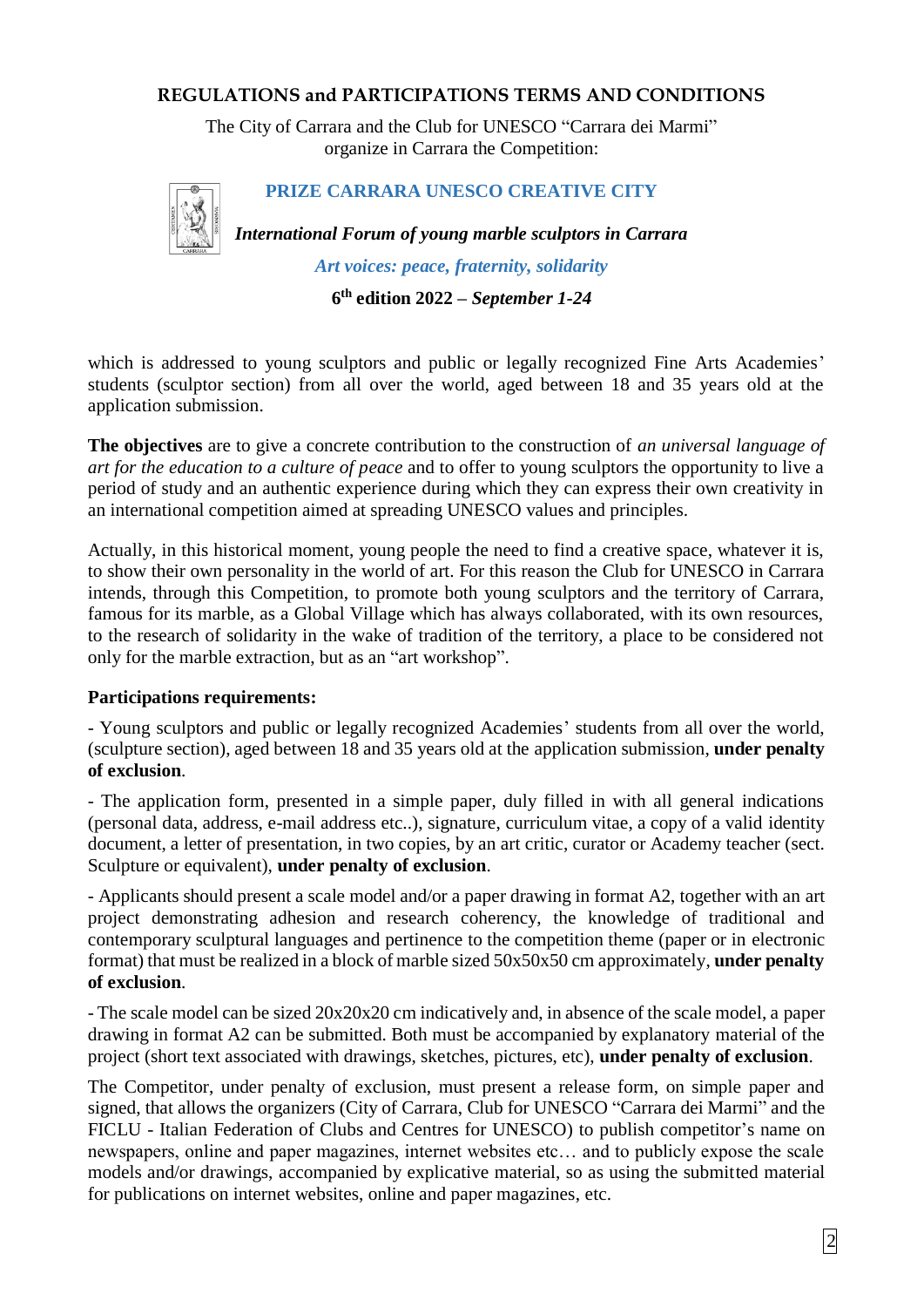## REGULATIONS and PARTICIPATIONS TERMS AND CONDITIONS

The City of Carrara and the Club for UNESCO "Carrara dei Marmi" organize in Carrara the Competition:

### PRIZE CARRARA UNESCO CREATIVE CITY

***International Forum of young marble sculptors in Carrara***

*Art voices: peace, fraternity, solidarity*

**6th edition 2022 – *September 1-24***

which is addressed to young sculptors and public or legally recognized Fine Arts Academies' students (sculptor section) from all over the world, aged between 18 and 35 years old at the application submission.

**The objectives** are to give a concrete contribution to the construction of *an universal language of art for the education to a culture of peace* and to offer to young sculptors the opportunity to live a period of study and an authentic experience during which they can express their own creativity in an international competition aimed at spreading UNESCO values and principles.

Actually, in this historical moment, young people the need to find a creative space, whatever it is, to show their own personality in the world of art. For this reason the Club for UNESCO in Carrara intends, through this Competition, to promote both young sculptors and the territory of Carrara, famous for its marble, as a Global Village which has always collaborated, with its own resources, to the research of solidarity in the wake of tradition of the territory, a place to be considered not only for the marble extraction, but as an "art workshop".

**Participations requirements:**

- Young sculptors and public or legally recognized Academies' students from all over the world, (sculpture section), aged between 18 and 35 years old at the application submission, **under penalty of exclusion**.

- The application form, presented in a simple paper, duly filled in with all general indications (personal data, address, e-mail address etc..), signature, curriculum vitae, a copy of a valid identity document, a letter of presentation, in two copies, by an art critic, curator or Academy teacher (sect. Sculpture or equivalent), **under penalty of exclusion**.

- Applicants should present a scale model and/or a paper drawing in format A2, together with an art project demonstrating adhesion and research coherency, the knowledge of traditional and contemporary sculptural languages and pertinence to the competition theme (paper or in electronic format) that must be realized in a block of marble sized 50x50x50 cm approximately, **under penalty of exclusion**.

- The scale model can be sized 20x20x20 cm indicatively and, in absence of the scale model, a paper drawing in format A2 can be submitted. Both must be accompanied by explanatory material of the project (short text associated with drawings, sketches, pictures, etc), **under penalty of exclusion**.

The Competitor, under penalty of exclusion, must present a release form, on simple paper and signed, that allows the organizers (City of Carrara, Club for UNESCO "Carrara dei Marmi" and the FICLU - Italian Federation of Clubs and Centres for UNESCO) to publish competitor's name on newspapers, online and paper magazines, internet websites etc… and to publicly expose the scale models and/or drawings, accompanied by explicative material, so as using the submitted material for publications on internet websites, online and paper magazines, etc.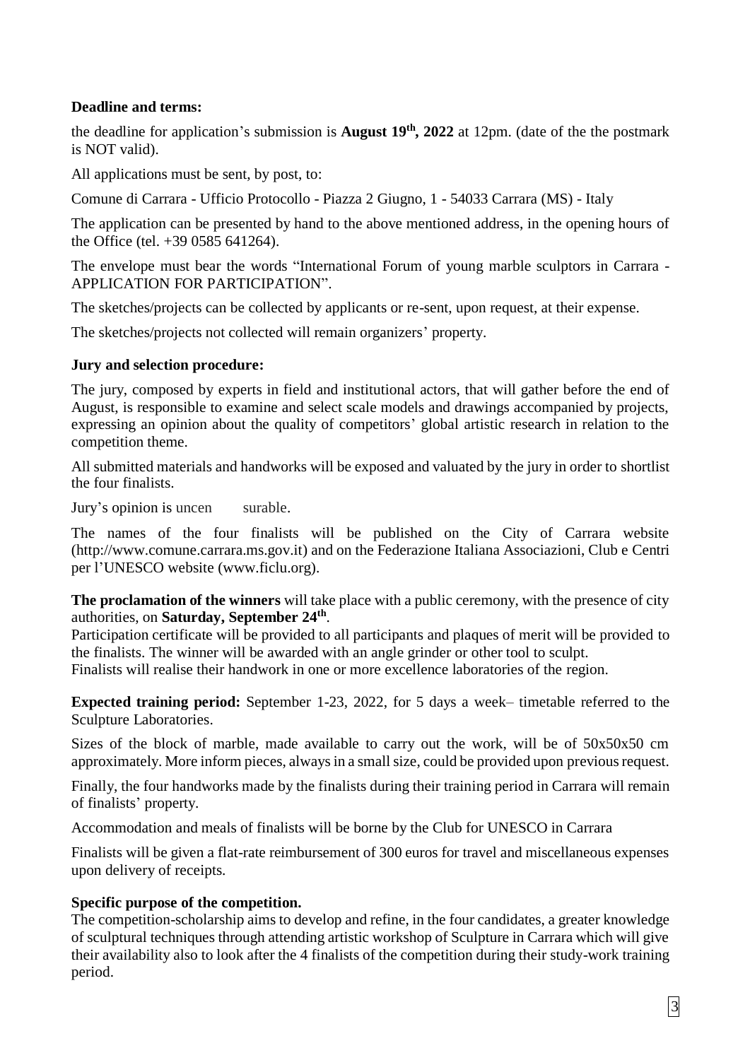**Deadline and terms:**

the deadline for application's submission is **August 19th, 2022** at 12pm. (date of the the postmark is NOT valid).

All applications must be sent, by post, to:

Comune di Carrara - Ufficio Protocollo - Piazza 2 Giugno, 1 - 54033 Carrara (MS) - Italy

The application can be presented by hand to the above mentioned address, in the opening hours of the Office (tel. +39 0585 641264).

The envelope must bear the words "International Forum of young marble sculptors in Carrara - APPLICATION FOR PARTICIPATION".

The sketches/projects can be collected by applicants or re-sent, upon request, at their expense.

The sketches/projects not collected will remain organizers' property.

**Jury and selection procedure:**

The jury, composed by experts in field and institutional actors, that will gather before the end of August, is responsible to examine and select scale models and drawings accompanied by projects, expressing an opinion about the quality of competitors' global artistic research in relation to the competition theme.

All submitted materials and handworks will be exposed and valuated by the jury in order to shortlist the four finalists.

Jury's opinion is uncen surable.

The names of the four finalists will be published on the City of Carrara website (http://www.comune.carrara.ms.gov.it) and on the Federazione Italiana Associazioni, Club e Centri per l'UNESCO website (www.ficlu.org).

**The proclamation of the winners** will take place with a public ceremony, with the presence of city authorities, on **Saturday, September 24th**.

Participation certificate will be provided to all participants and plaques of merit will be provided to the finalists. The winner will be awarded with an angle grinder or other tool to sculpt.

Finalists will realise their handwork in one or more excellence laboratories of the region.

**Expected training period:** September 1-23, 2022, for 5 days a week– timetable referred to the Sculpture Laboratories.

Sizes of the block of marble, made available to carry out the work, will be of 50x50x50 cm approximately. More inform pieces, always in a small size, could be provided upon previous request.

Finally, the four handworks made by the finalists during their training period in Carrara will remain of finalists' property.

Accommodation and meals of finalists will be borne by the Club for UNESCO in Carrara

Finalists will be given a flat-rate reimbursement of 300 euros for travel and miscellaneous expenses upon delivery of receipts.

**Specific purpose of the competition.**

The competition-scholarship aims to develop and refine, in the four candidates, a greater knowledge of sculptural techniques through attending artistic workshop of Sculpture in Carrara which will give their availability also to look after the 4 finalists of the competition during their study-work training period.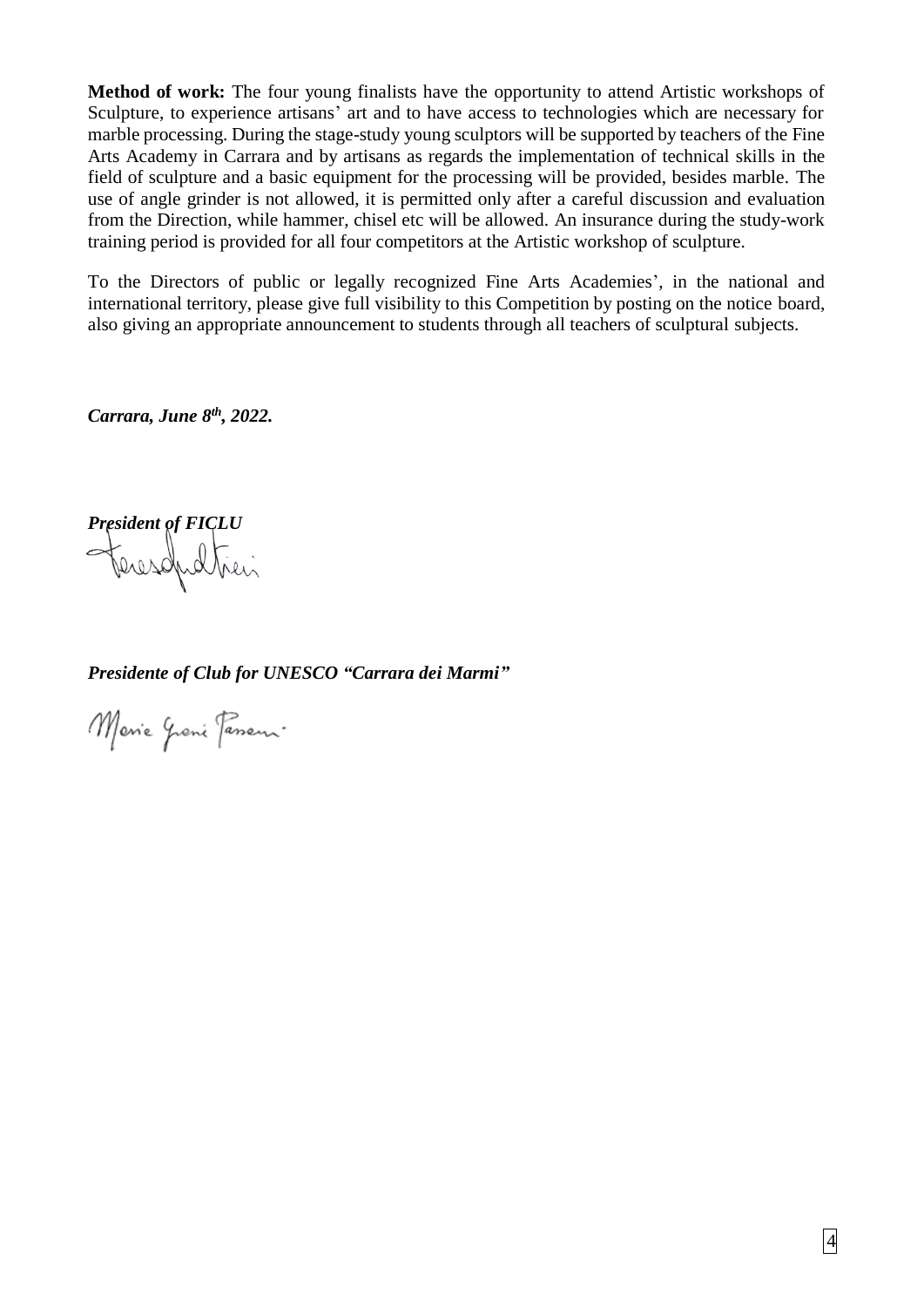**Method of work:** The four young finalists have the opportunity to attend Artistic workshops of Sculpture, to experience artisans' art and to have access to technologies which are necessary for marble processing. During the stage-study young sculptors will be supported by teachers of the Fine Arts Academy in Carrara and by artisans as regards the implementation of technical skills in the field of sculpture and a basic equipment for the processing will be provided, besides marble. The use of angle grinder is not allowed, it is permitted only after a careful discussion and evaluation from the Direction, while hammer, chisel etc will be allowed. An insurance during the study-work training period is provided for all four competitors at the Artistic workshop of sculpture.

To the Directors of public or legally recognized Fine Arts Academies', in the national and international territory, please give full visibility to this Competition by posting on the notice board, also giving an appropriate announcement to students through all teachers of sculptural subjects.

***Carrara, June 8th, 2022.***

***President of FICLU***

***Presidente of Club for UNESCO "Carrara dei Marmi"***